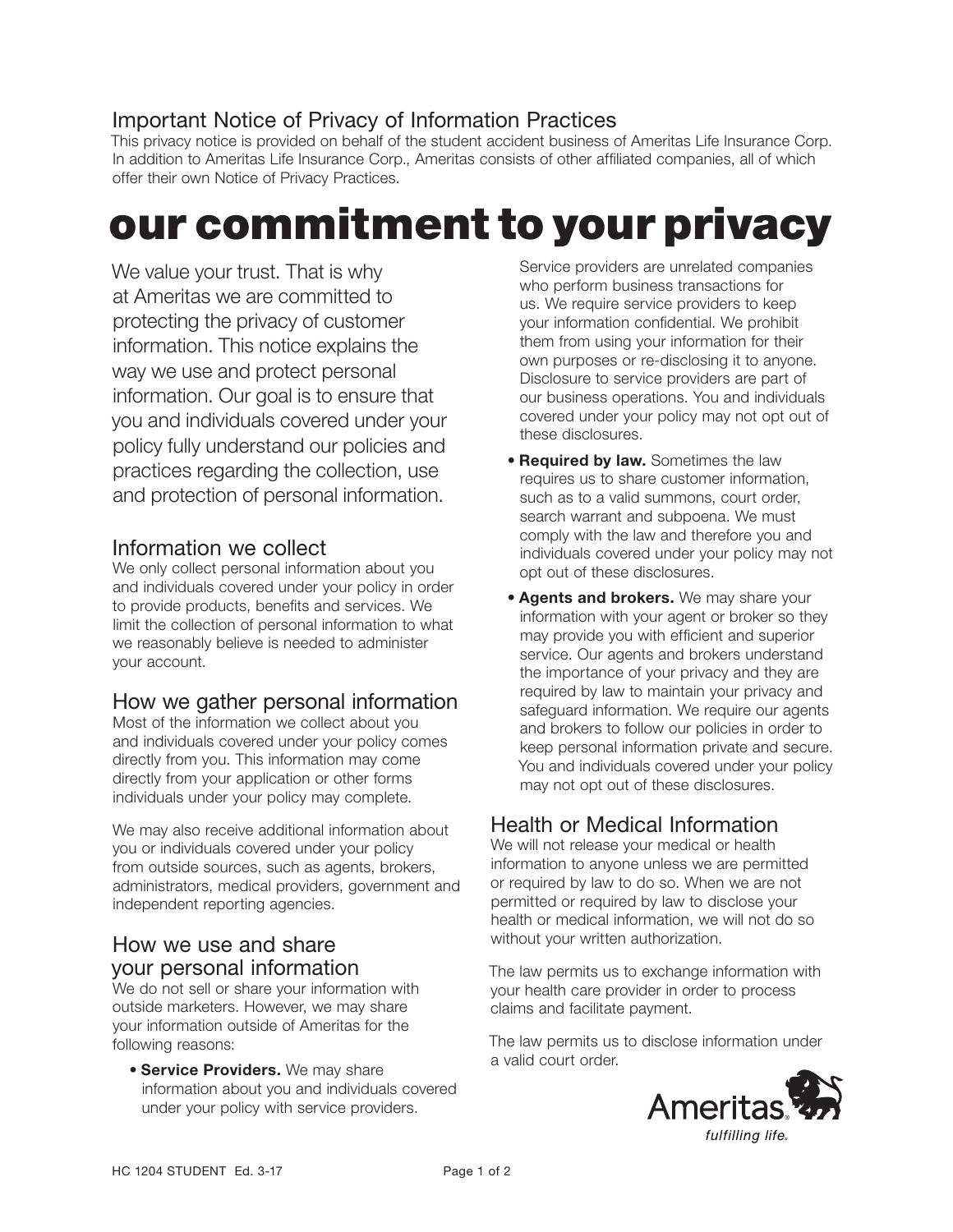## Important Notice of Privacy of Information Practices

This privacy notice is provided on behalf of the student accident business of Ameritas Life Insurance Corp. In addition to Ameritas Life Insurance Corp., Ameritas consists of other affiliated companies, all of which offer their own Notice of Privacy Practices.

# our commitment to your privacy

We value your trust. That is why at Ameritas we are committed to protecting the privacy of customer information. This notice explains the way we use and protect personal information. Our goal is to ensure that you and individuals covered under your policy fully understand our policies and practices regarding the collection, use and protection of personal information.

## Information we collect

We only collect personal information about you and individuals covered under your policy in order to provide products, benefits and services. We limit the collection of personal information to what we reasonably believe is needed to administer your account.

## How we gather personal information

Most of the information we collect about you and individuals covered under your policy comes directly from you. This information may come directly from your application or other forms individuals under your policy may complete.

We may also receive additional information about you or individuals covered under your policy from outside sources, such as agents, brokers, administrators, medical providers, government and independent reporting agencies.

## How we use and share your personal information

We do not sell or share your information with outside marketers. However, we may share your information outside of Ameritas for the following reasons:

- **Service Providers.** We may share information about you and individuals covered under your policy with service providers. Service providers are unrelated companies who perform business transactions for us. We require service providers to keep your information confidential. We prohibit them from using your information for their own purposes or re-disclosing it to anyone. Disclosure to service providers are part of our business operations. You and individuals covered under your policy may not opt out of these disclosures.
- **Required by law.** Sometimes the law requires us to share customer information, such as to a valid summons, court order, search warrant and subpoena. We must comply with the law and therefore you and individuals covered under your policy may not opt out of these disclosures.
- **Agents and brokers.** We may share your information with your agent or broker so they may provide you with efficient and superior service. Our agents and brokers understand the importance of your privacy and they are required by law to maintain your privacy and safeguard information. We require our agents and brokers to follow our policies in order to keep personal information private and secure. You and individuals covered under your policy may not opt out of these disclosures.

## Health or Medical Information

We will not release your medical or health information to anyone unless we are permitted or required by law to do so. When we are not permitted or required by law to disclose your health or medical information, we will not do so without your written authorization.

The law permits us to exchange information with your health care provider in order to process claims and facilitate payment.

The law permits us to disclose information under a valid court order.

Ameritas®
*fulfilling life®*

HC 1204 STUDENT Ed. 3-17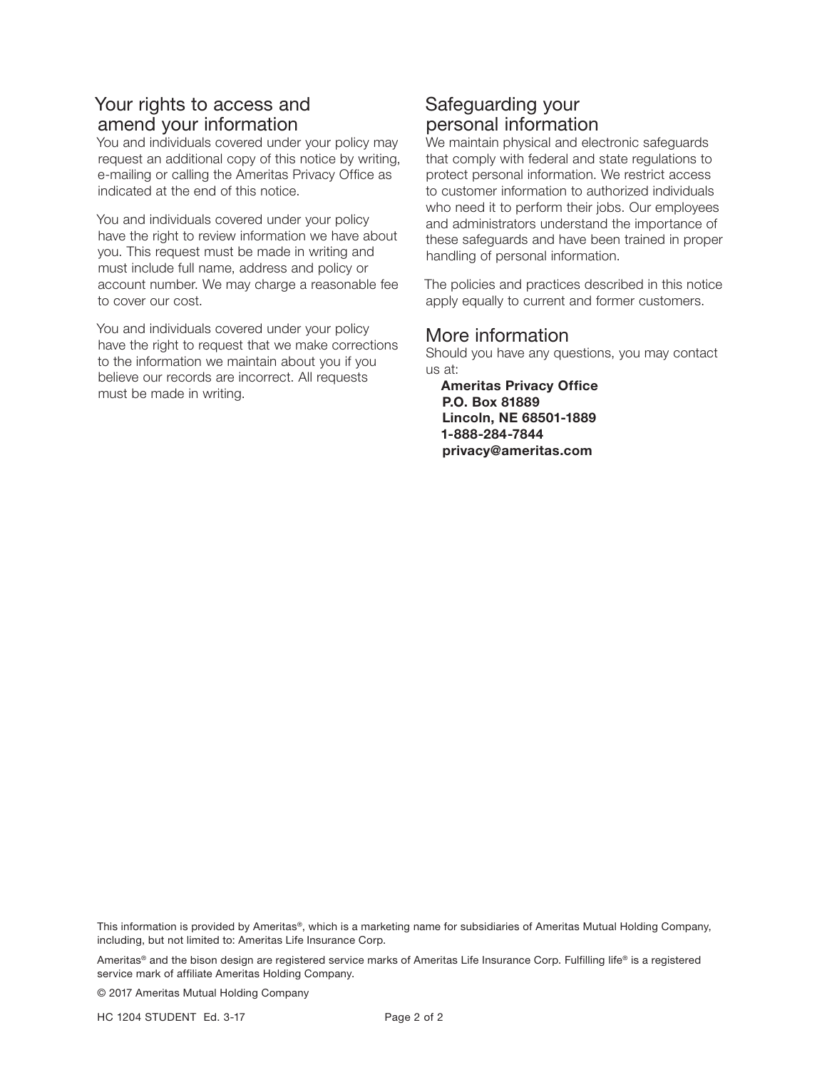## Your rights to access and amend your information

You and individuals covered under your policy may request an additional copy of this notice by writing, e-mailing or calling the Ameritas Privacy Office as indicated at the end of this notice.

You and individuals covered under your policy have the right to review information we have about you. This request must be made in writing and must include full name, address and policy or account number. We may charge a reasonable fee to cover our cost.

You and individuals covered under your policy have the right to request that we make corrections to the information we maintain about you if you believe our records are incorrect. All requests must be made in writing.

## Safeguarding your personal information

We maintain physical and electronic safeguards that comply with federal and state regulations to protect personal information. We restrict access to customer information to authorized individuals who need it to perform their jobs. Our employees and administrators understand the importance of these safeguards and have been trained in proper handling of personal information.

The policies and practices described in this notice apply equally to current and former customers.

## More information

Should you have any questions, you may contact us at:

**Ameritas Privacy Office**
**P.O. Box 81889**
**Lincoln, NE 68501-1889**
**1-888-284-7844**
**privacy@ameritas.com**

This information is provided by Ameritas®, which is a marketing name for subsidiaries of Ameritas Mutual Holding Company, including, but not limited to: Ameritas Life Insurance Corp.

Ameritas® and the bison design are registered service marks of Ameritas Life Insurance Corp. Fulfilling life® is a registered service mark of affiliate Ameritas Holding Company.

© 2017 Ameritas Mutual Holding Company

HC 1204 STUDENT Ed. 3-17